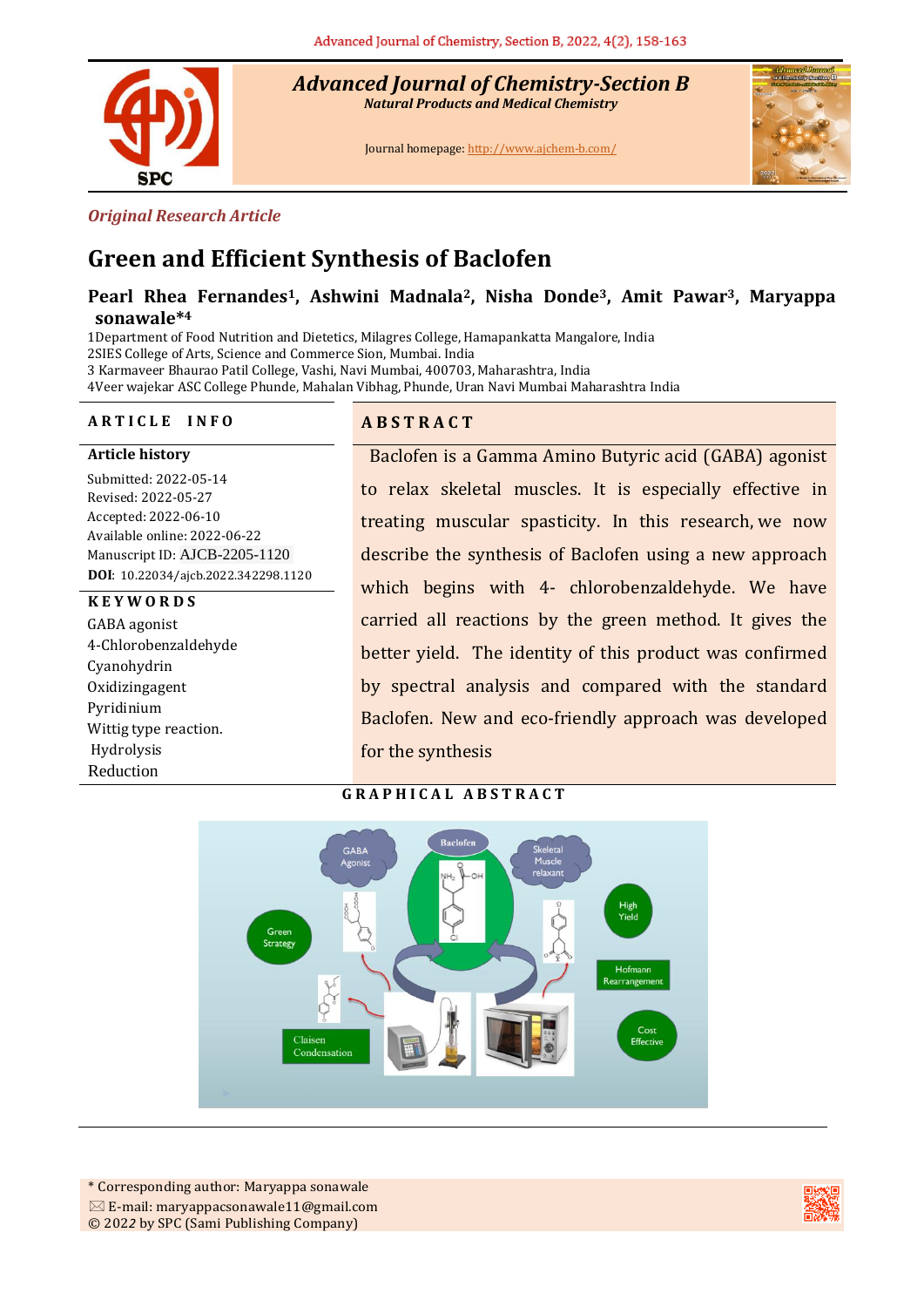*Original Research Article*

# Green and Efficient Synthesis of Baclofen

**Pearl Rhea Fernandes[1], Ashwini Madnala[2], Nisha Donde[3], Amit Pawar[3], Maryappa sonawale*[4]**

1Department of Food Nutrition and Dietetics, Milagres College, Hamapankatta Mangalore, India
2SIES College of Arts, Science and Commerce Sion, Mumbai. India
3 Karmaveer Bhaurao Patil College, Vashi, Navi Mumbai, 400703, Maharashtra, India
4Veer wajekar ASC College Phunde, Mahalan Vibhag, Phunde, Uran Navi Mumbai Maharashtra India

## ARTICLE INFO

**Article history**

Submitted: 2022-05-14
Revised: 2022-05-27
Accepted: 2022-06-10
Available online: 2022-06-22
Manuscript ID: AJCB-2205-1120
**DOI**: 10.22034/ajcb.2022.342298.1120

**KEYWORDS**

GABA agonist
4-Chlorobenzaldehyde
Cyanohydrin
Oxidizingagent
Pyridinium
Wittig type reaction.
Hydrolysis
Reduction

## ABSTRACT

Baclofen is a Gamma Amino Butyric acid (GABA) agonist to relax skeletal muscles. It is especially effective in treating muscular spasticity. In this research, we now describe the synthesis of Baclofen using a new approach which begins with 4- chlorobenzaldehyde. We have carried all reactions by the green method. It gives the better yield. The identity of this product was confirmed by spectral analysis and compared with the standard Baclofen. New and eco-friendly approach was developed for the synthesis

## GRAPHICAL ABSTRACT

* Corresponding author: Maryappa sonawale
E-mail: maryappacsonawale11@gmail.com
© 2022 by SPC (Sami Publishing Company)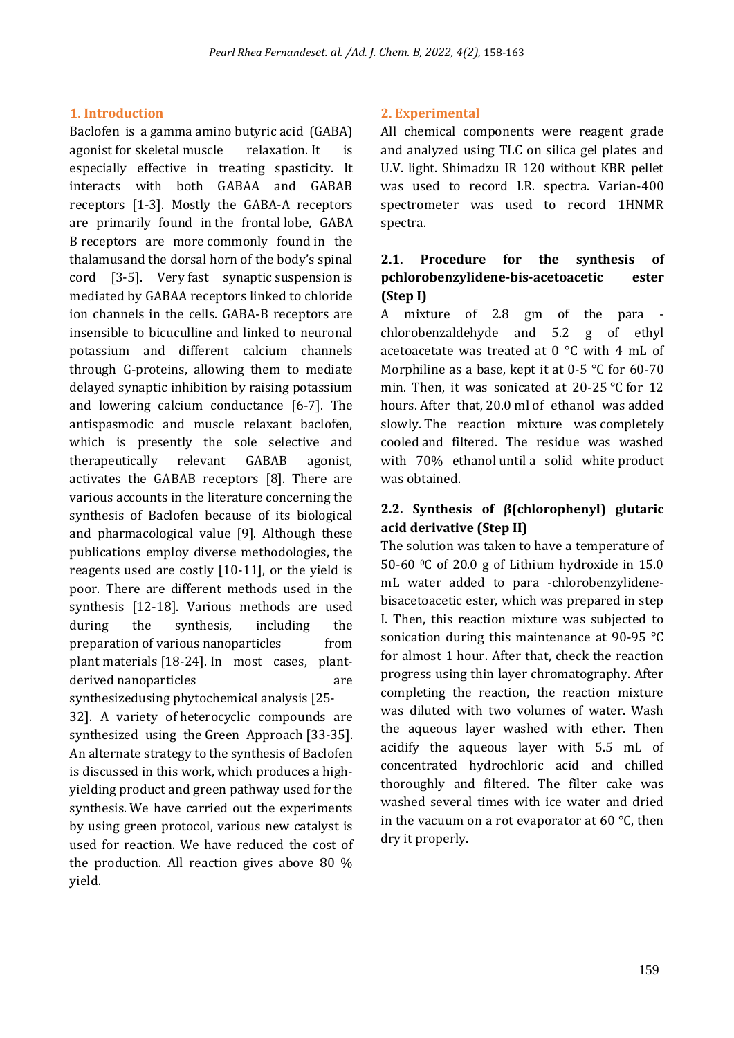## 1. Introduction

Baclofen is a gamma amino butyric acid (GABA) agonist for skeletal muscle relaxation. It is especially effective in treating spasticity. It interacts with both GABAA and GABAB receptors [1-3]. Mostly the GABA-A receptors are primarily found in the frontal lobe, GABA B receptors are more commonly found in the thalamusand the dorsal horn of the body's spinal cord [3-5]. Very fast synaptic suspension is mediated by GABAA receptors linked to chloride ion channels in the cells. GABA-B receptors are insensible to bicuculline and linked to neuronal potassium and different calcium channels through G-proteins, allowing them to mediate delayed synaptic inhibition by raising potassium and lowering calcium conductance [6-7]. The antispasmodic and muscle relaxant baclofen, which is presently the sole selective and therapeutically relevant GABAB agonist, activates the GABAB receptors [8]. There are various accounts in the literature concerning the synthesis of Baclofen because of its biological and pharmacological value [9]. Although these publications employ diverse methodologies, the reagents used are costly [10-11], or the yield is poor. There are different methods used in the synthesis [12-18]. Various methods are used during the synthesis, including the preparation of various nanoparticles from plant materials [18-24]. In most cases, plant-derived nanoparticles are synthesizedusing phytochemical analysis [25-32]. A variety of heterocyclic compounds are synthesized using the Green Approach [33-35]. An alternate strategy to the synthesis of Baclofen is discussed in this work, which produces a high-yielding product and green pathway used for the synthesis. We have carried out the experiments by using green protocol, various new catalyst is used for reaction. We have reduced the cost of the production. All reaction gives above 80 % yield.

## 2. Experimental

All chemical components were reagent grade and analyzed using TLC on silica gel plates and U.V. light. Shimadzu IR 120 without KBR pellet was used to record I.R. spectra. Varian-400 spectrometer was used to record 1HNMR spectra.

### 2.1. Procedure for the synthesis of pchlorobenzylidene-bis-acetoacetic ester (Step I)

A mixture of 2.8 gm of the para -chlorobenzaldehyde and 5.2 g of ethyl acetoacetate was treated at 0 °C with 4 mL of Morphiline as a base, kept it at 0-5 °C for 60-70 min. Then, it was sonicated at 20-25 °C for 12 hours. After that, 20.0 ml of ethanol was added slowly. The reaction mixture was completely cooled and filtered. The residue was washed with 70% ethanol until a solid white product was obtained.

### 2.2. Synthesis of β(chlorophenyl) glutaric acid derivative (Step II)

The solution was taken to have a temperature of 50-60 °C of 20.0 g of Lithium hydroxide in 15.0 mL water added to para -chlorobenzylidene-bisacetoacetic ester, which was prepared in step I. Then, this reaction mixture was subjected to sonication during this maintenance at 90-95 °C for almost 1 hour. After that, check the reaction progress using thin layer chromatography. After completing the reaction, the reaction mixture was diluted with two volumes of water. Wash the aqueous layer washed with ether. Then acidify the aqueous layer with 5.5 mL of concentrated hydrochloric acid and chilled thoroughly and filtered. The filter cake was washed several times with ice water and dried in the vacuum on a rot evaporator at 60 °C, then dry it properly.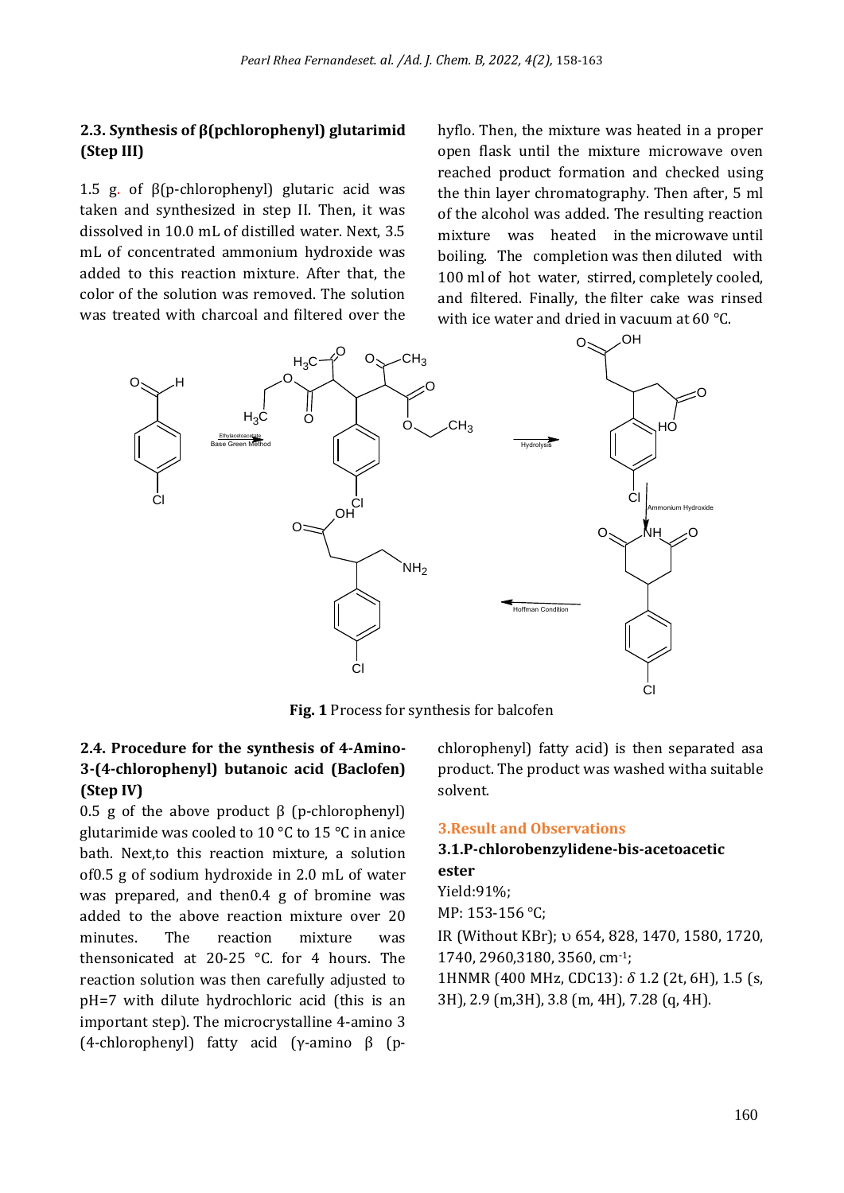## 2.3. Synthesis of β(pchlorophenyl) glutarimid (Step III)

1.5 g. of β(p-chlorophenyl) glutaric acid was taken and synthesized in step II. Then, it was dissolved in 10.0 mL of distilled water. Next, 3.5 mL of concentrated ammonium hydroxide was added to this reaction mixture. After that, the color of the solution was removed. The solution was treated with charcoal and filtered over the hyflo. Then, the mixture was heated in a proper open flask until the mixture microwave oven reached product formation and checked using the thin layer chromatography. Then after, 5 ml of the alcohol was added. The resulting reaction mixture was heated in the microwave until boiling. The completion was then diluted with 100 ml of hot water, stirred, completely cooled, and filtered. Finally, the filter cake was rinsed with ice water and dried in vacuum at 60 °C.

**Fig. 1** Process for synthesis for balcofen

## 2.4. Procedure for the synthesis of 4-Amino-3-(4-chlorophenyl) butanoic acid (Baclofen) (Step IV)

0.5 g of the above product β (p-chlorophenyl) glutarimide was cooled to 10 °C to 15 °C in anice bath. Next,to this reaction mixture, a solution of0.5 g of sodium hydroxide in 2.0 mL of water was prepared, and then0.4 g of bromine was added to the above reaction mixture over 20 minutes. The reaction mixture was thensonicated at 20-25 °C. for 4 hours. The reaction solution was then carefully adjusted to pH=7 with dilute hydrochloric acid (this is an important step). The microcrystalline 4-amino 3 (4-chlorophenyl) fatty acid (γ-amino β (p-chlorophenyl) fatty acid) is then separated asa product. The product was washed witha suitable solvent.

## 3.Result and Observations

### 3.1.P-chlorobenzylidene-bis-acetoacetic ester

Yield:91%;

MP: 153-156 °C;

IR (Without KBr); υ 654, 828, 1470, 1580, 1720, 1740, 2960,3180, 3560, cm$^{-1}$;

1HNMR (400 MHz, CDC13): $\delta$ 1.2 (2t, 6H), 1.5 (s, 3H), 2.9 (m,3H), 3.8 (m, 4H), 7.28 (q, 4H).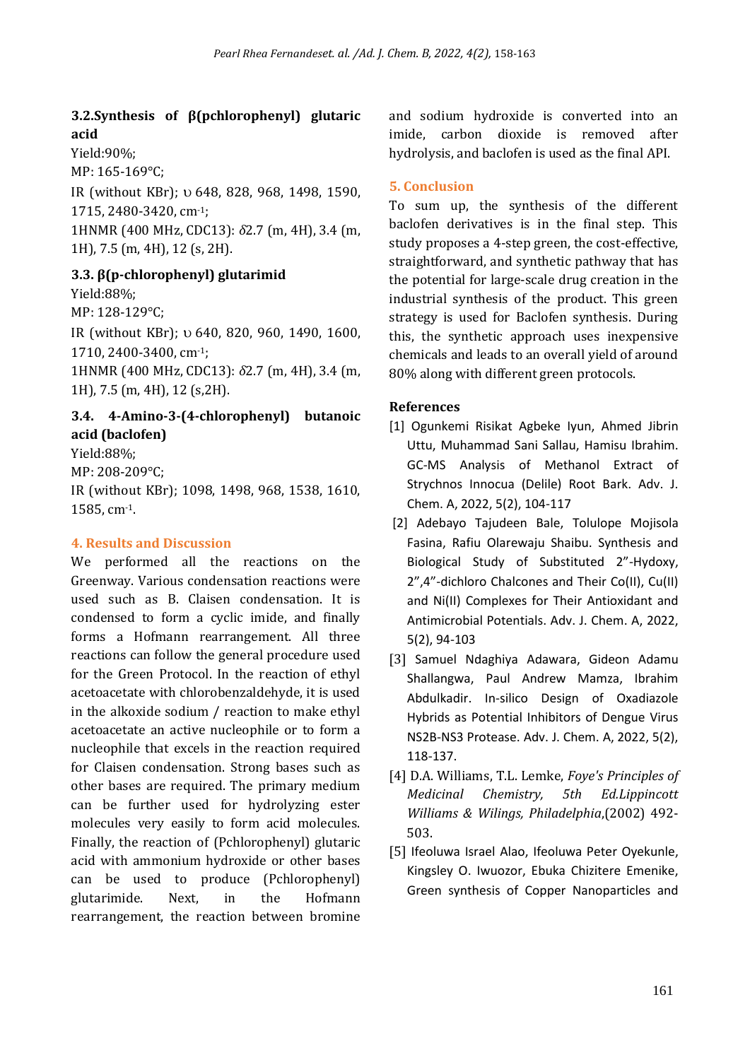### 3.2. Synthesis of β(pchlorophenyl) glutaric acid

Yield: 90%;

MP: 165-169°C;

IR (without KBr); υ 648, 828, 968, 1498, 1590, 1715, 2480-3420, $cm^{-1}$;

1HNMR (400 MHz, CDC13): δ2.7 (m, 4H), 3.4 (m, 1H), 7.5 (m, 4H), 12 (s, 2H).

### 3.3. β(p-chlorophenyl) glutarimid

Yield: 88%;

MP: 128-129°C;

IR (without KBr); υ 640, 820, 960, 1490, 1600, 1710, 2400-3400, $cm^{-1}$;

1HNMR (400 MHz, CDC13): δ2.7 (m, 4H), 3.4 (m, 1H), 7.5 (m, 4H), 12 (s, 2H).

### 3.4. 4-Amino-3-(4-chlorophenyl) butanoic acid (baclofen)

Yield: 88%;

MP: 208-209°C;

IR (without KBr); 1098, 1498, 968, 1538, 1610, 1585, $cm^{-1}$.

## 4. Results and Discussion

We performed all the reactions on the Greenway. Various condensation reactions were used such as B. Claisen condensation. It is condensed to form a cyclic imide, and finally forms a Hofmann rearrangement. All three reactions can follow the general procedure used for the Green Protocol. In the reaction of ethyl acetoacetate with chlorobenzaldehyde, it is used in the alkoxide sodium / reaction to make ethyl acetoacetate an active nucleophile or to form a nucleophile that excels in the reaction required for Claisen condensation. Strong bases such as other bases are required. The primary medium can be further used for hydrolyzing ester molecules very easily to form acid molecules. Finally, the reaction of (Pchlorophenyl) glutaric acid with ammonium hydroxide or other bases can be used to produce (Pchlorophenyl) glutarimide. Next, in the Hofmann rearrangement, the reaction between bromine and sodium hydroxide is converted into an imide, carbon dioxide is removed after hydrolysis, and baclofen is used as the final API.

## 5. Conclusion

To sum up, the synthesis of the different baclofen derivatives is in the final step. This study proposes a 4-step green, the cost-effective, straightforward, and synthetic pathway that has the potential for large-scale drug creation in the industrial synthesis of the product. This green strategy is used for Baclofen synthesis. During this, the synthetic approach uses inexpensive chemicals and leads to an overall yield of around 80% along with different green protocols.

## References

[1] Ogunkemi Risikat Agbeke Iyun, Ahmed Jibrin Uttu, Muhammad Sani Sallau, Hamisu Ibrahim. GC-MS Analysis of Methanol Extract of Strychnos Innocua (Delile) Root Bark. Adv. J. Chem. A, 2022, 5(2), 104-117

[2] Adebayo Tajudeen Bale, Tolulope Mojisola Fasina, Rafiu Olarewaju Shaibu. Synthesis and Biological Study of Substituted 2"-Hydoxy, 2",4"-dichloro Chalcones and Their Co(II), Cu(II) and Ni(II) Complexes for Their Antioxidant and Antimicrobial Potentials. Adv. J. Chem. A, 2022, 5(2), 94-103

[3] Samuel Ndaghiya Adawara, Gideon Adamu Shallangwa, Paul Andrew Mamza, Ibrahim Abdulkadir. In-silico Design of Oxadiazole Hybrids as Potential Inhibitors of Dengue Virus NS2B-NS3 Protease. Adv. J. Chem. A, 2022, 5(2), 118-137.

[4] D.A. Williams, T.L. Lemke, *Foye's Principles of Medicinal Chemistry, 5th Ed.Lippincott Williams & Wilings, Philadelphia*,(2002) 492-503.

[5] Ifeoluwa Israel Alao, Ifeoluwa Peter Oyekunle, Kingsley O. Iwuozor, Ebuka Chizitere Emenike, Green synthesis of Copper Nanoparticles and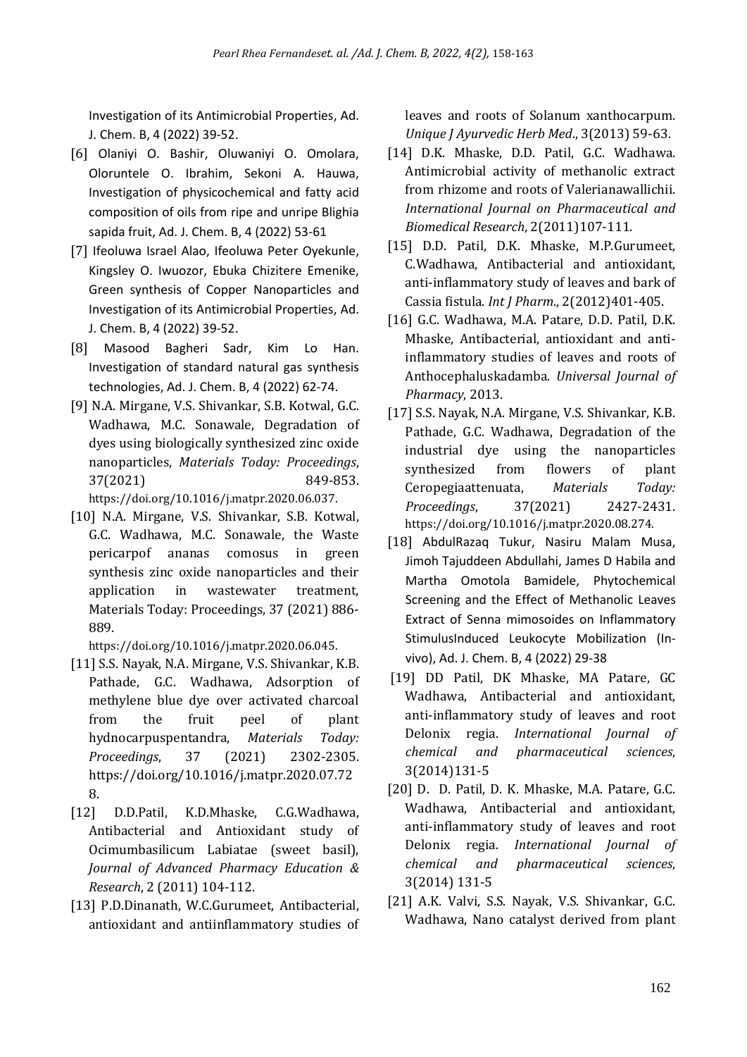Investigation of its Antimicrobial Properties, Ad. J. Chem. B, 4 (2022) 39-52.

[6] Olaniyi O. Bashir, Oluwaniyi O. Omolara, Oloruntele O. Ibrahim, Sekoni A. Hauwa, Investigation of physicochemical and fatty acid composition of oils from ripe and unripe Blighia sapida fruit, Ad. J. Chem. B, 4 (2022) 53-61

[7] Ifeoluwa Israel Alao, Ifeoluwa Peter Oyekunle, Kingsley O. Iwuozor, Ebuka Chizitere Emenike, Green synthesis of Copper Nanoparticles and Investigation of its Antimicrobial Properties, Ad. J. Chem. B, 4 (2022) 39-52.

[8] Masood Bagheri Sadr, Kim Lo Han. Investigation of standard natural gas synthesis technologies, Ad. J. Chem. B, 4 (2022) 62-74.

[9] N.A. Mirgane, V.S. Shivankar, S.B. Kotwal, G.C. Wadhawa, M.C. Sonawale, Degradation of dyes using biologically synthesized zinc oxide nanoparticles, *Materials Today: Proceedings*, 37(2021) 849-853. https://doi.org/10.1016/j.matpr.2020.06.037.

[10] N.A. Mirgane, V.S. Shivankar, S.B. Kotwal, G.C. Wadhawa, M.C. Sonawale, the Waste pericarpof ananas comosus in green synthesis zinc oxide nanoparticles and their application in wastewater treatment, Materials Today: Proceedings, 37 (2021) 886-889. https://doi.org/10.1016/j.matpr.2020.06.045.

[11] S.S. Nayak, N.A. Mirgane, V.S. Shivankar, K.B. Pathade, G.C. Wadhawa, Adsorption of methylene blue dye over activated charcoal from the fruit peel of plant hydnocarpuspentandra, *Materials Today: Proceedings*, 37 (2021) 2302-2305. https://doi.org/10.1016/j.matpr.2020.07.728.

[12] D.D.Patil, K.D.Mhaske, C.G.Wadhawa, Antibacterial and Antioxidant study of Ocimumbasilicum Labiatae (sweet basil), *Journal of Advanced Pharmacy Education & Research*, 2 (2011) 104-112.

[13] P.D.Dinanath, W.C.Gurumeet, Antibacterial, antioxidant and antiinflammatory studies of leaves and roots of Solanum xanthocarpum. *Unique J Ayurvedic Herb Med*., 3(2013) 59-63.

[14] D.K. Mhaske, D.D. Patil, G.C. Wadhawa. Antimicrobial activity of methanolic extract from rhizome and roots of Valerianawallichii. *International Journal on Pharmaceutical and Biomedical Research*, 2(2011)107-111.

[15] D.D. Patil, D.K. Mhaske, M.P.Gurumeet, C.Wadhawa, Antibacterial and antioxidant, anti-inflammatory study of leaves and bark of Cassia fistula. *Int J Pharm*., 2(2012)401-405.

[16] G.C. Wadhawa, M.A. Patare, D.D. Patil, D.K. Mhaske, Antibacterial, antioxidant and anti-inflammatory studies of leaves and roots of Anthocephaluskadamba. *Universal Journal of Pharmacy*, 2013.

[17] S.S. Nayak, N.A. Mirgane, V.S. Shivankar, K.B. Pathade, G.C. Wadhawa, Degradation of the industrial dye using the nanoparticles synthesized from flowers of plant Ceropegiaattenuata, *Materials Today: Proceedings*, 37(2021) 2427-2431. https://doi.org/10.1016/j.matpr.2020.08.274.

[18] AbdulRazaq Tukur, Nasiru Malam Musa, Jimoh Tajuddeen Abdullahi, James D Habila and Martha Omotola Bamidele, Phytochemical Screening and the Effect of Methanolic Leaves Extract of Senna mimosoides on Inflammatory StimulusInduced Leukocyte Mobilization (In-vivo), Ad. J. Chem. B, 4 (2022) 29-38

[19] DD Patil, DK Mhaske, MA Patare, GC Wadhawa, Antibacterial and antioxidant, anti-inflammatory study of leaves and root Delonix regia. *International Journal of chemical and pharmaceutical sciences*, 3(2014)131-5

[20] D. D. Patil, D. K. Mhaske, M.A. Patare, G.C. Wadhawa, Antibacterial and antioxidant, anti-inflammatory study of leaves and root Delonix regia. *International Journal of chemical and pharmaceutical sciences*, 3(2014) 131-5

[21] A.K. Valvi, S.S. Nayak, V.S. Shivankar, G.C. Wadhawa, Nano catalyst derived from plant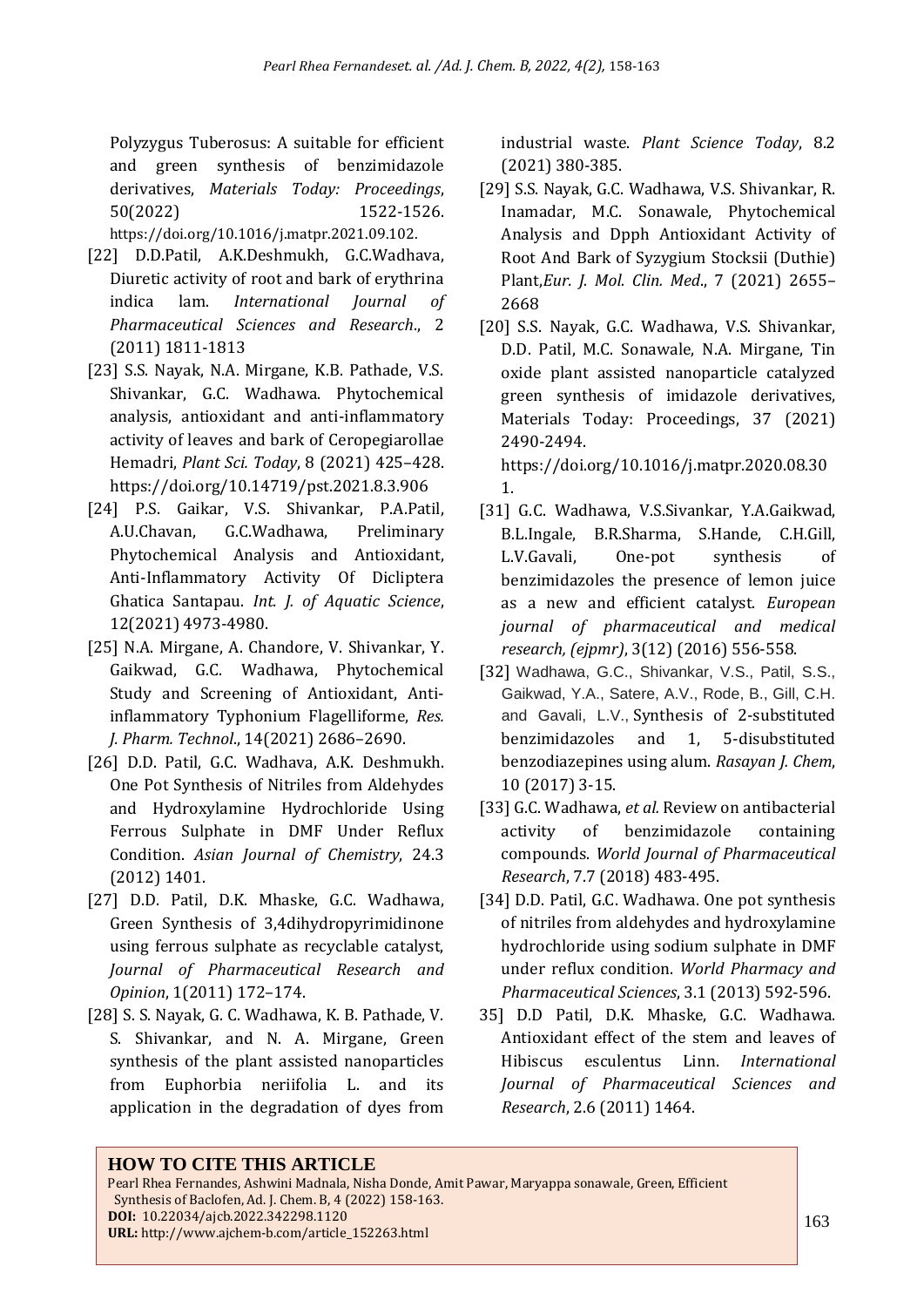Polyzygus Tuberosus: A suitable for efficient and green synthesis of benzimidazole derivatives, *Materials Today: Proceedings*, 50(2022) 1522-1526. https://doi.org/10.1016/j.matpr.2021.09.102.

[22] D.D.Patil, A.K.Deshmukh, G.C.Wadhava, Diuretic activity of root and bark of erythrina indica lam. *International Journal of Pharmaceutical Sciences and Research*., 2 (2011) 1811-1813

[23] S.S. Nayak, N.A. Mirgane, K.B. Pathade, V.S. Shivankar, G.C. Wadhawa. Phytochemical analysis, antioxidant and anti-inflammatory activity of leaves and bark of Ceropegiarollae Hemadri, *Plant Sci. Today*, 8 (2021) 425–428. https://doi.org/10.14719/pst.2021.8.3.906

[24] P.S. Gaikar, V.S. Shivankar, P.A.Patil, A.U.Chavan, G.C.Wadhawa, Preliminary Phytochemical Analysis and Antioxidant, Anti-Inflammatory Activity Of Dicliptera Ghatica Santapau. *Int. J. of Aquatic Science*, 12(2021) 4973-4980.

[25] N.A. Mirgane, A. Chandore, V. Shivankar, Y. Gaikwad, G.C. Wadhawa, Phytochemical Study and Screening of Antioxidant, Anti-inflammatory Typhonium Flagelliforme, *Res. J. Pharm. Technol*., 14(2021) 2686–2690.

[26] D.D. Patil, G.C. Wadhava, A.K. Deshmukh. One Pot Synthesis of Nitriles from Aldehydes and Hydroxylamine Hydrochloride Using Ferrous Sulphate in DMF Under Reflux Condition. *Asian Journal of Chemistry*, 24.3 (2012) 1401.

[27] D.D. Patil, D.K. Mhaske, G.C. Wadhawa, Green Synthesis of 3,4dihydropyrimidinone using ferrous sulphate as recyclable catalyst, *Journal of Pharmaceutical Research and Opinion*, 1(2011) 172–174.

[28] S. S. Nayak, G. C. Wadhawa, K. B. Pathade, V. S. Shivankar, and N. A. Mirgane, Green synthesis of the plant assisted nanoparticles from Euphorbia neriifolia L. and its application in the degradation of dyes from industrial waste. *Plant Science Today*, 8.2 (2021) 380-385.

[29] S.S. Nayak, G.C. Wadhawa, V.S. Shivankar, R. Inamadar, M.C. Sonawale, Phytochemical Analysis and Dpph Antioxidant Activity of Root And Bark of Syzygium Stocksii (Duthie) Plant,*Eur. J. Mol. Clin. Med*., 7 (2021) 2655–2668

[20] S.S. Nayak, G.C. Wadhawa, V.S. Shivankar, D.D. Patil, M.C. Sonawale, N.A. Mirgane, Tin oxide plant assisted nanoparticle catalyzed green synthesis of imidazole derivatives, Materials Today: Proceedings, 37 (2021) 2490-2494. https://doi.org/10.1016/j.matpr.2020.08.301.

[31] G.C. Wadhawa, V.S.Sivankar, Y.A.Gaikwad, B.L.Ingale, B.R.Sharma, S.Hande, C.H.Gill, L.V.Gavali, One-pot synthesis of benzimidazoles the presence of lemon juice as a new and efficient catalyst. *European journal of pharmaceutical and medical research, (ejpmr)*, 3(12) (2016) 556-558.

[32] Wadhawa, G.C., Shivankar, V.S., Patil, S.S., Gaikwad, Y.A., Satere, A.V., Rode, B., Gill, C.H. and Gavali, L.V., Synthesis of 2-substituted benzimidazoles and 1, 5-disubstituted benzodiazepines using alum. *Rasayan J. Chem*, 10 (2017) 3-15.

[33] G.C. Wadhawa, *et al.* Review on antibacterial activity of benzimidazole containing compounds. *World Journal of Pharmaceutical Research*, 7.7 (2018) 483-495.

[34] D.D. Patil, G.C. Wadhawa. One pot synthesis of nitriles from aldehydes and hydroxylamine hydrochloride using sodium sulphate in DMF under reflux condition. *World Pharmacy and Pharmaceutical Sciences*, 3.1 (2013) 592-596.

35] D.D Patil, D.K. Mhaske, G.C. Wadhawa. Antioxidant effect of the stem and leaves of Hibiscus esculentus Linn. *International Journal of Pharmaceutical Sciences and Research*, 2.6 (2011) 1464.

**HOW TO CITE THIS ARTICLE**

Pearl Rhea Fernandes, Ashwini Madnala, Nisha Donde, Amit Pawar, Maryappa sonawale, Green, Efficient Synthesis of Baclofen, Ad. J. Chem. B, 4 (2022) 158-163.

**DOI:** 10.22034/ajcb.2022.342298.1120

**URL:** http://www.ajchem-b.com/article_152263.html